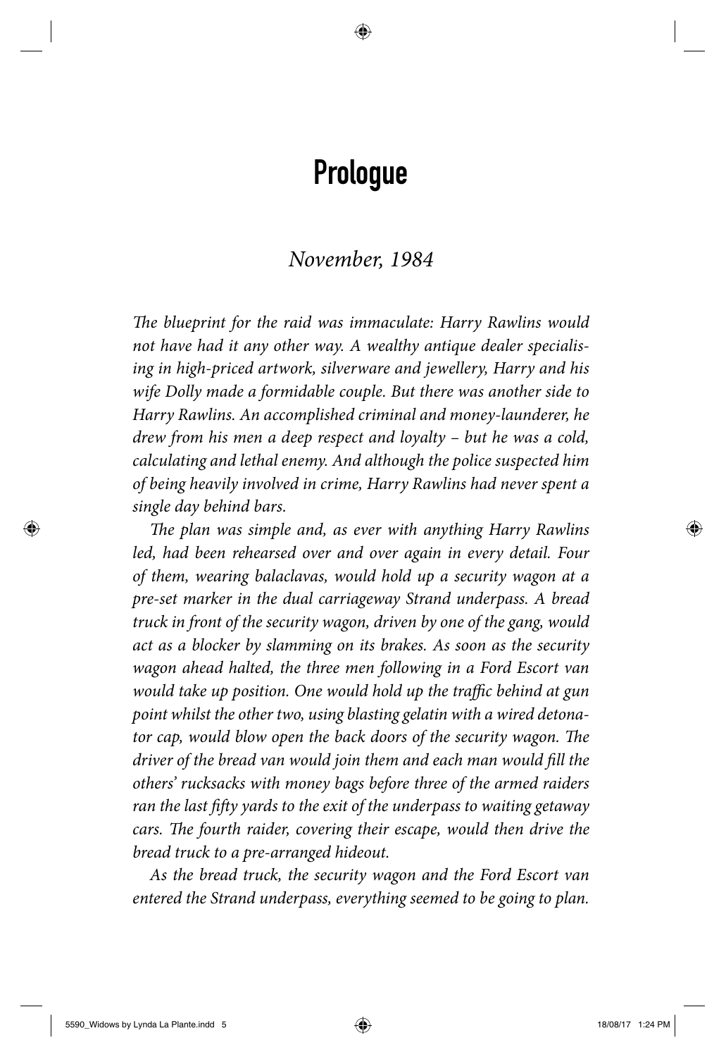# Prologue

*November, 1984*

*The blueprint for the raid was immaculate: Harry Rawlins would not have had it any other way. A wealthy antique dealer specialising in high-priced artwork, silverware and jewellery, Harry and his wife Dolly made a formidable couple. But there was another side to Harry Rawlins. An accomplished criminal and money-launderer, he drew from his men a deep respect and loyalty – but he was a cold, calculating and lethal enemy. And although the police suspected him of being heavily involved in crime, Harry Rawlins had never spent a single day behind bars.*

*The plan was simple and, as ever with anything Harry Rawlins led, had been rehearsed over and over again in every detail. Four of them, wearing balaclavas, would hold up a security wagon at a pre-set marker in the dual carriageway Strand underpass. A bread truck in front of the security wagon, driven by one of the gang, would act as a blocker by slamming on its brakes. As soon as the security wagon ahead halted, the three men following in a Ford Escort van would take up position. One would hold up the traffic behind at gun point whilst the other two, using blasting gelatin with a wired detonator cap, would blow open the back doors of the security wagon. The driver of the bread van would join them and each man would fill the others' rucksacks with money bags before three of the armed raiders ran the last fifty yards to the exit of the underpass to waiting getaway cars. The fourth raider, covering their escape, would then drive the bread truck to a pre-arranged hideout.*

*As the bread truck, the security wagon and the Ford Escort van entered the Strand underpass, everything seemed to be going to plan.*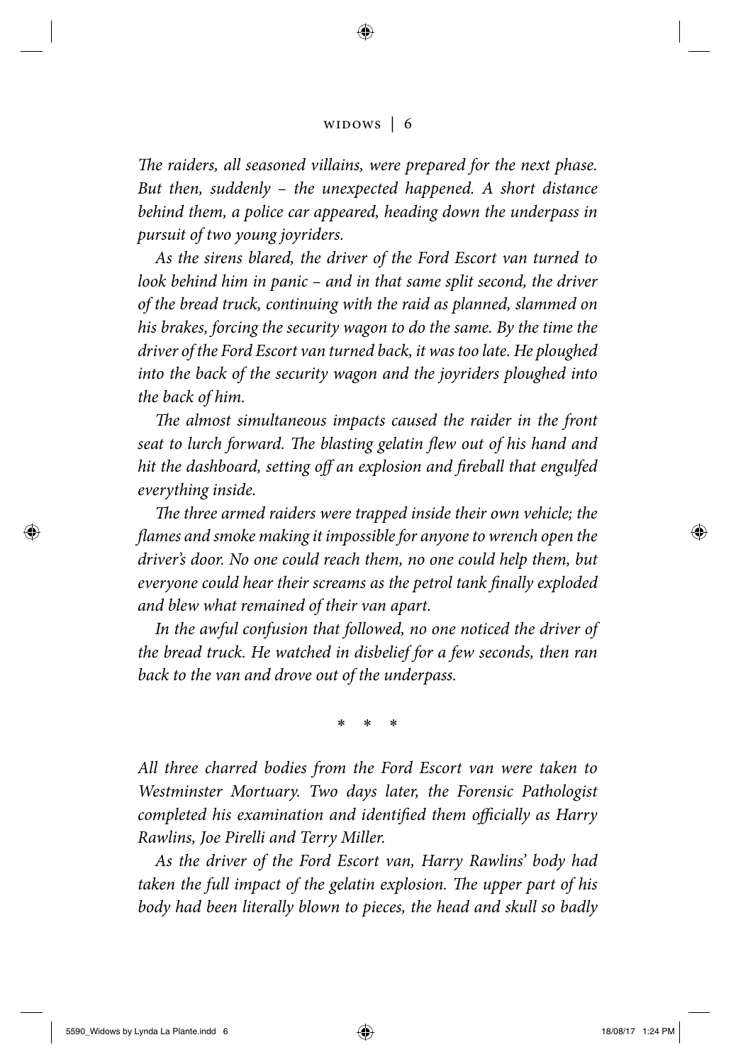*The raiders, all seasoned villains, were prepared for the next phase. But then, suddenly – the unexpected happened. A short distance behind them, a police car appeared, heading down the underpass in pursuit of two young joyriders.*

*As the sirens blared, the driver of the Ford Escort van turned to look behind him in panic – and in that same split second, the driver of the bread truck, continuing with the raid as planned, slammed on his brakes, forcing the security wagon to do the same. By the time the driver of the Ford Escort van turned back, it was too late. He ploughed into the back of the security wagon and the joyriders ploughed into the back of him.*

*The almost simultaneous impacts caused the raider in the front seat to lurch forward. The blasting gelatin flew out of his hand and hit the dashboard, setting off an explosion and fireball that engulfed everything inside.*

*The three armed raiders were trapped inside their own vehicle; the flames and smoke making it impossible for anyone to wrench open the driver's door. No one could reach them, no one could help them, but everyone could hear their screams as the petrol tank finally exploded and blew what remained of their van apart.*

*In the awful confusion that followed, no one noticed the driver of the bread truck. He watched in disbelief for a few seconds, then ran back to the van and drove out of the underpass.*

\* \* \*

*All three charred bodies from the Ford Escort van were taken to Westminster Mortuary. Two days later, the Forensic Pathologist completed his examination and identified them officially as Harry Rawlins, Joe Pirelli and Terry Miller.*

*As the driver of the Ford Escort van, Harry Rawlins' body had taken the full impact of the gelatin explosion. The upper part of his body had been literally blown to pieces, the head and skull so badly*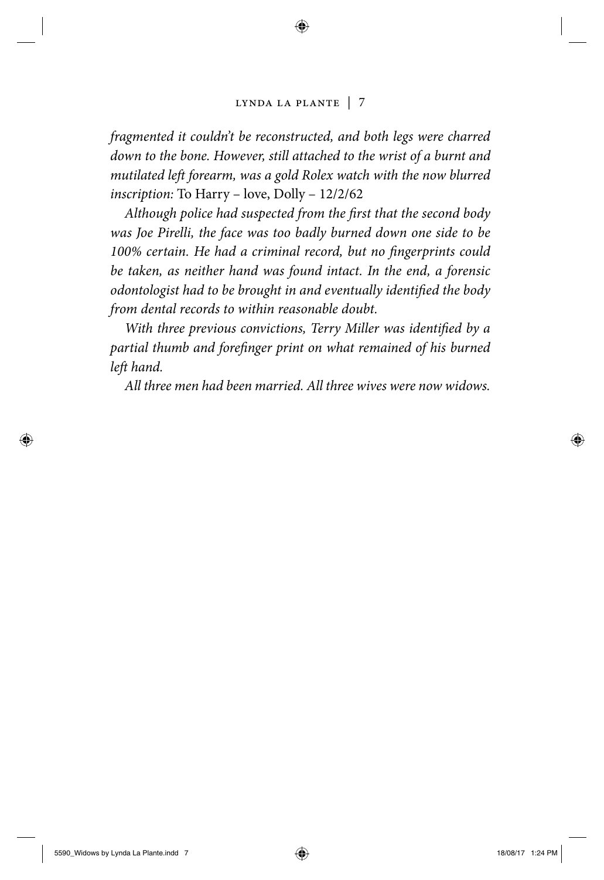*fragmented it couldn't be reconstructed, and both legs were charred down to the bone. However, still attached to the wrist of a burnt and mutilated left forearm, was a gold Rolex watch with the now blurred inscription:* To Harry – love, Dolly – 12/2/62

*Although police had suspected from the first that the second body was Joe Pirelli, the face was too badly burned down one side to be 100% certain. He had a criminal record, but no fingerprints could be taken, as neither hand was found intact. In the end, a forensic odontologist had to be brought in and eventually identified the body from dental records to within reasonable doubt.*

*With three previous convictions, Terry Miller was identified by a partial thumb and forefinger print on what remained of his burned left hand.*

*All three men had been married. All three wives were now widows.*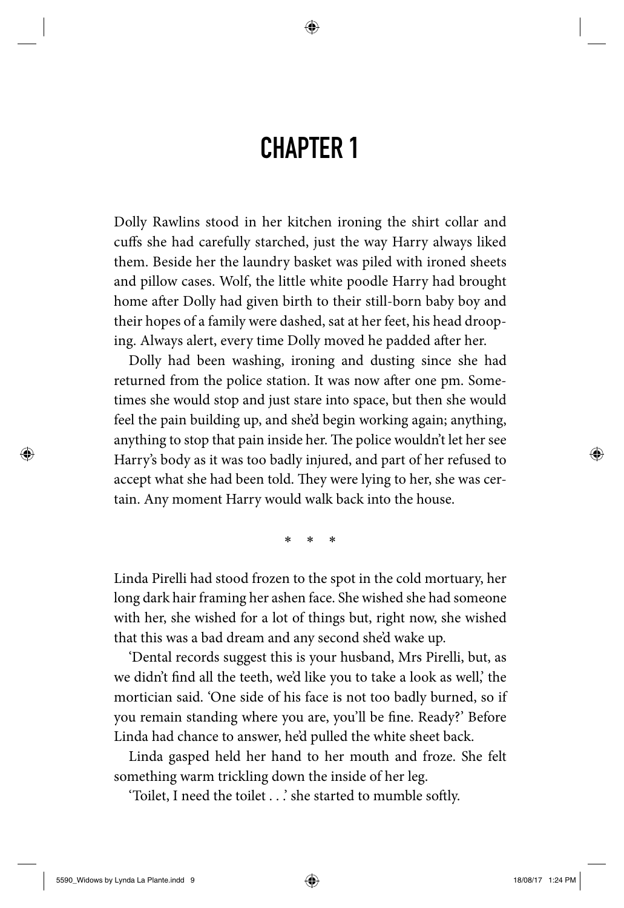# CHAPTER 1

Dolly Rawlins stood in her kitchen ironing the shirt collar and cuffs she had carefully starched, just the way Harry always liked them. Beside her the laundry basket was piled with ironed sheets and pillow cases. Wolf, the little white poodle Harry had brought home after Dolly had given birth to their still-born baby boy and their hopes of a family were dashed, sat at her feet, his head drooping. Always alert, every time Dolly moved he padded after her.

Dolly had been washing, ironing and dusting since she had returned from the police station. It was now after one pm. Sometimes she would stop and just stare into space, but then she would feel the pain building up, and she'd begin working again; anything, anything to stop that pain inside her. The police wouldn't let her see Harry's body as it was too badly injured, and part of her refused to accept what she had been told. They were lying to her, she was certain. Any moment Harry would walk back into the house.

\* \* \*

Linda Pirelli had stood frozen to the spot in the cold mortuary, her long dark hair framing her ashen face. She wished she had someone with her, she wished for a lot of things but, right now, she wished that this was a bad dream and any second she'd wake up.

'Dental records suggest this is your husband, Mrs Pirelli, but, as we didn't find all the teeth, we'd like you to take a look as well,' the mortician said. 'One side of his face is not too badly burned, so if you remain standing where you are, you'll be fine. Ready?' Before Linda had chance to answer, he'd pulled the white sheet back.

Linda gasped held her hand to her mouth and froze. She felt something warm trickling down the inside of her leg.

'Toilet, I need the toilet . . .' she started to mumble softly.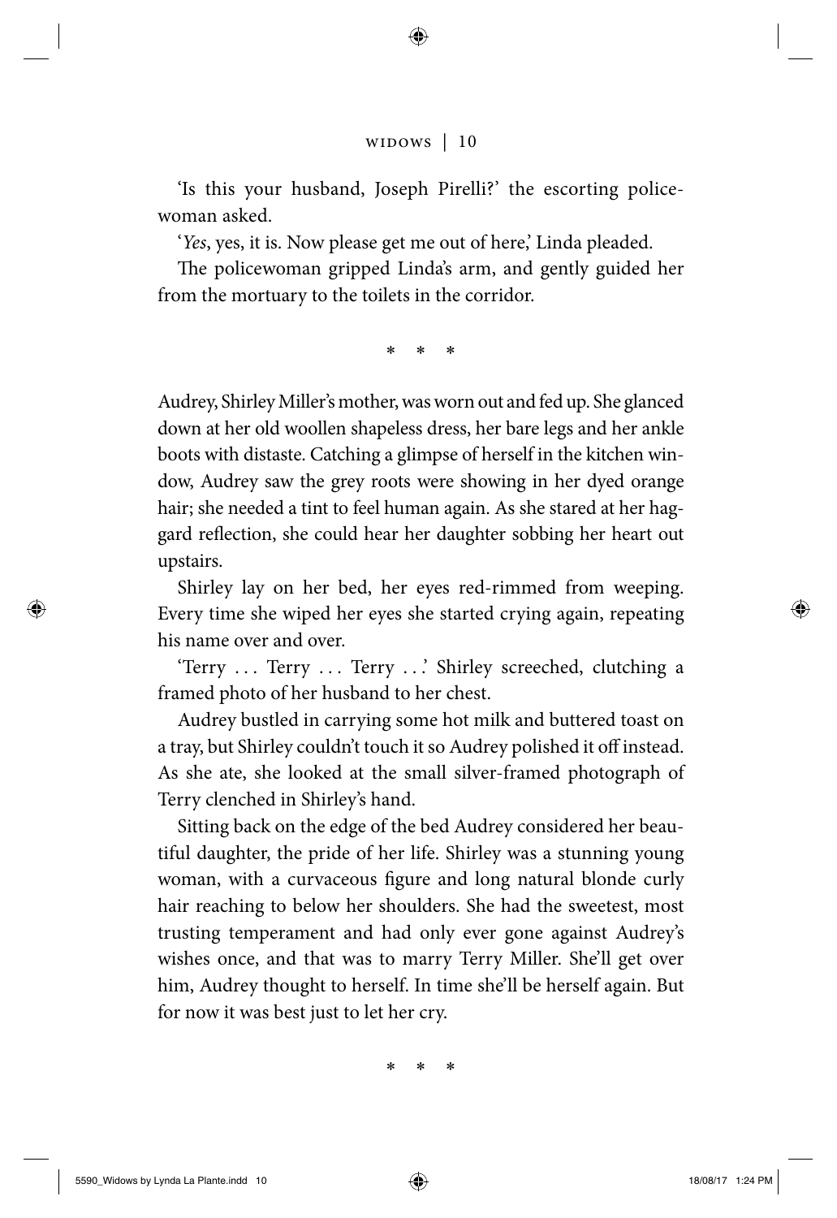'Is this your husband, Joseph Pirelli?' the escorting policewoman asked.

'*Yes*, yes, it is. Now please get me out of here,' Linda pleaded.

The policewoman gripped Linda's arm, and gently guided her from the mortuary to the toilets in the corridor.

\* \* \*

Audrey, Shirley Miller's mother, was worn out and fed up. She glanced down at her old woollen shapeless dress, her bare legs and her ankle boots with distaste. Catching a glimpse of herself in the kitchen window, Audrey saw the grey roots were showing in her dyed orange hair; she needed a tint to feel human again. As she stared at her haggard reflection, she could hear her daughter sobbing her heart out upstairs.

Shirley lay on her bed, her eyes red-rimmed from weeping. Every time she wiped her eyes she started crying again, repeating his name over and over.

'Terry . . . Terry . . . Terry . . .' Shirley screeched, clutching a framed photo of her husband to her chest.

Audrey bustled in carrying some hot milk and buttered toast on a tray, but Shirley couldn't touch it so Audrey polished it off instead. As she ate, she looked at the small silver-framed photograph of Terry clenched in Shirley's hand.

Sitting back on the edge of the bed Audrey considered her beautiful daughter, the pride of her life. Shirley was a stunning young woman, with a curvaceous figure and long natural blonde curly hair reaching to below her shoulders. She had the sweetest, most trusting temperament and had only ever gone against Audrey's wishes once, and that was to marry Terry Miller. She'll get over him, Audrey thought to herself. In time she'll be herself again. But for now it was best just to let her cry.

\* \* \*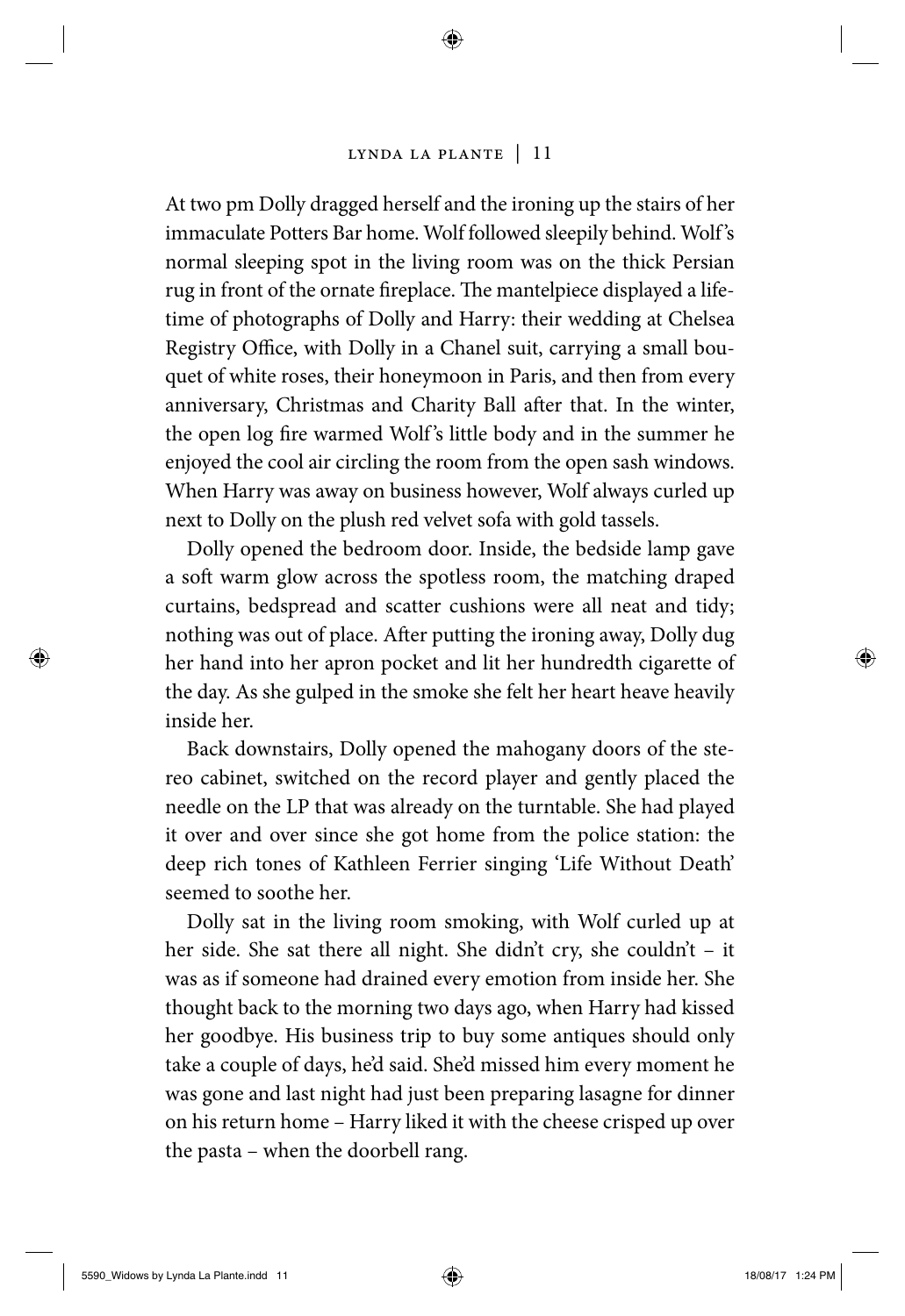At two pm Dolly dragged herself and the ironing up the stairs of her immaculate Potters Bar home. Wolf followed sleepily behind. Wolf's normal sleeping spot in the living room was on the thick Persian rug in front of the ornate fireplace. The mantelpiece displayed a lifetime of photographs of Dolly and Harry: their wedding at Chelsea Registry Office, with Dolly in a Chanel suit, carrying a small bouquet of white roses, their honeymoon in Paris, and then from every anniversary, Christmas and Charity Ball after that. In the winter, the open log fire warmed Wolf's little body and in the summer he enjoyed the cool air circling the room from the open sash windows. When Harry was away on business however, Wolf always curled up next to Dolly on the plush red velvet sofa with gold tassels.

Dolly opened the bedroom door. Inside, the bedside lamp gave a soft warm glow across the spotless room, the matching draped curtains, bedspread and scatter cushions were all neat and tidy; nothing was out of place. After putting the ironing away, Dolly dug her hand into her apron pocket and lit her hundredth cigarette of the day. As she gulped in the smoke she felt her heart heave heavily inside her.

Back downstairs, Dolly opened the mahogany doors of the stereo cabinet, switched on the record player and gently placed the needle on the LP that was already on the turntable. She had played it over and over since she got home from the police station: the deep rich tones of Kathleen Ferrier singing 'Life Without Death' seemed to soothe her.

Dolly sat in the living room smoking, with Wolf curled up at her side. She sat there all night. She didn't cry, she couldn't – it was as if someone had drained every emotion from inside her. She thought back to the morning two days ago, when Harry had kissed her goodbye. His business trip to buy some antiques should only take a couple of days, he'd said. She'd missed him every moment he was gone and last night had just been preparing lasagne for dinner on his return home – Harry liked it with the cheese crisped up over the pasta – when the doorbell rang.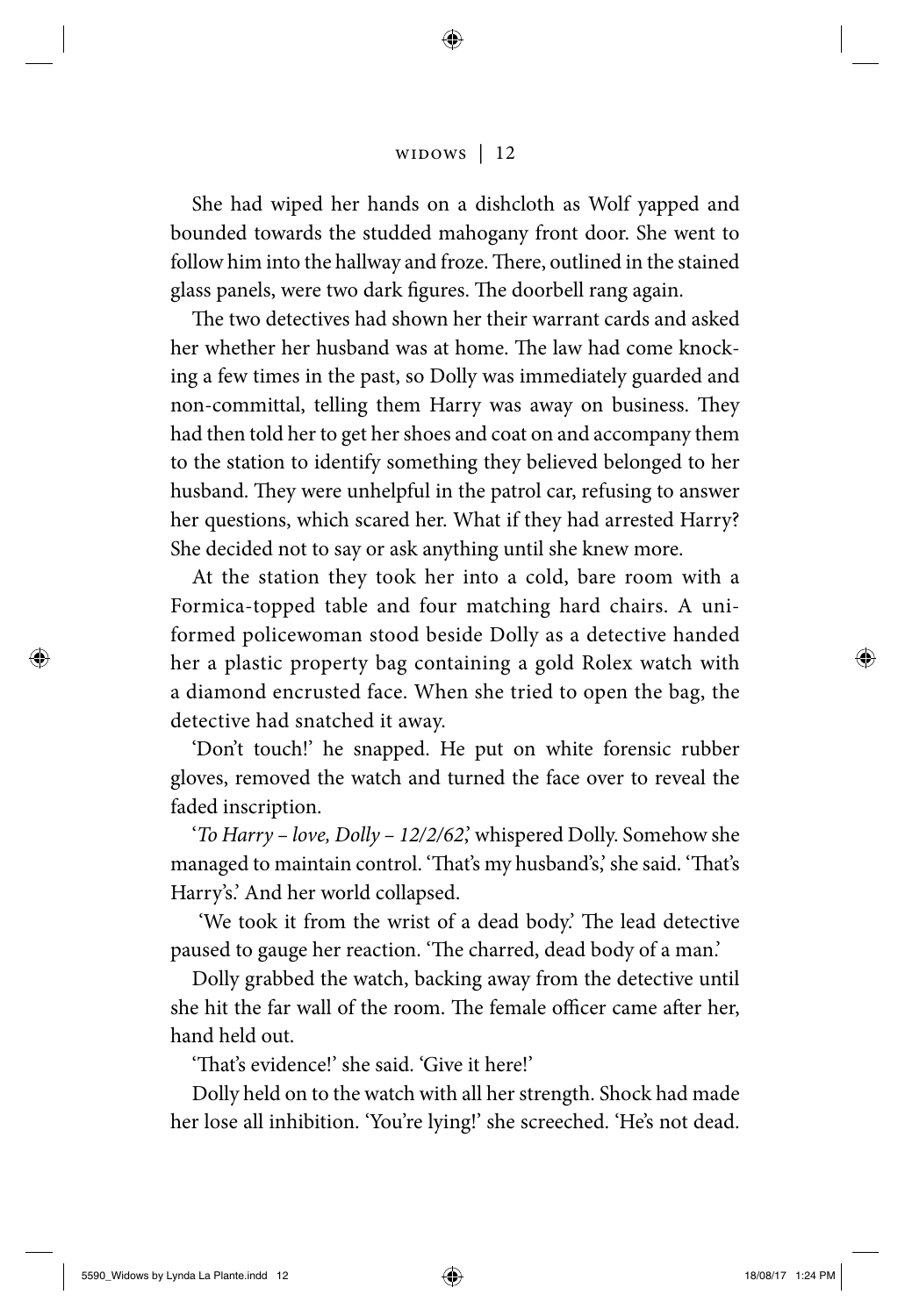She had wiped her hands on a dishcloth as Wolf yapped and bounded towards the studded mahogany front door. She went to follow him into the hallway and froze. There, outlined in the stained glass panels, were two dark figures. The doorbell rang again.

The two detectives had shown her their warrant cards and asked her whether her husband was at home. The law had come knocking a few times in the past, so Dolly was immediately guarded and non-committal, telling them Harry was away on business. They had then told her to get her shoes and coat on and accompany them to the station to identify something they believed belonged to her husband. They were unhelpful in the patrol car, refusing to answer her questions, which scared her. What if they had arrested Harry? She decided not to say or ask anything until she knew more.

At the station they took her into a cold, bare room with a Formica-topped table and four matching hard chairs. A uniformed policewoman stood beside Dolly as a detective handed her a plastic property bag containing a gold Rolex watch with a diamond encrusted face. When she tried to open the bag, the detective had snatched it away.

'Don't touch!' he snapped. He put on white forensic rubber gloves, removed the watch and turned the face over to reveal the faded inscription.

'*To Harry – love, Dolly – 12/2/62*,' whispered Dolly. Somehow she managed to maintain control. 'That's my husband's,' she said. 'That's Harry's.' And her world collapsed.

'We took it from the wrist of a dead body.' The lead detective paused to gauge her reaction. 'The charred, dead body of a man.'

Dolly grabbed the watch, backing away from the detective until she hit the far wall of the room. The female officer came after her, hand held out.

'That's evidence!' she said. 'Give it here!'

Dolly held on to the watch with all her strength. Shock had made her lose all inhibition. 'You're lying!' she screeched. 'He's not dead.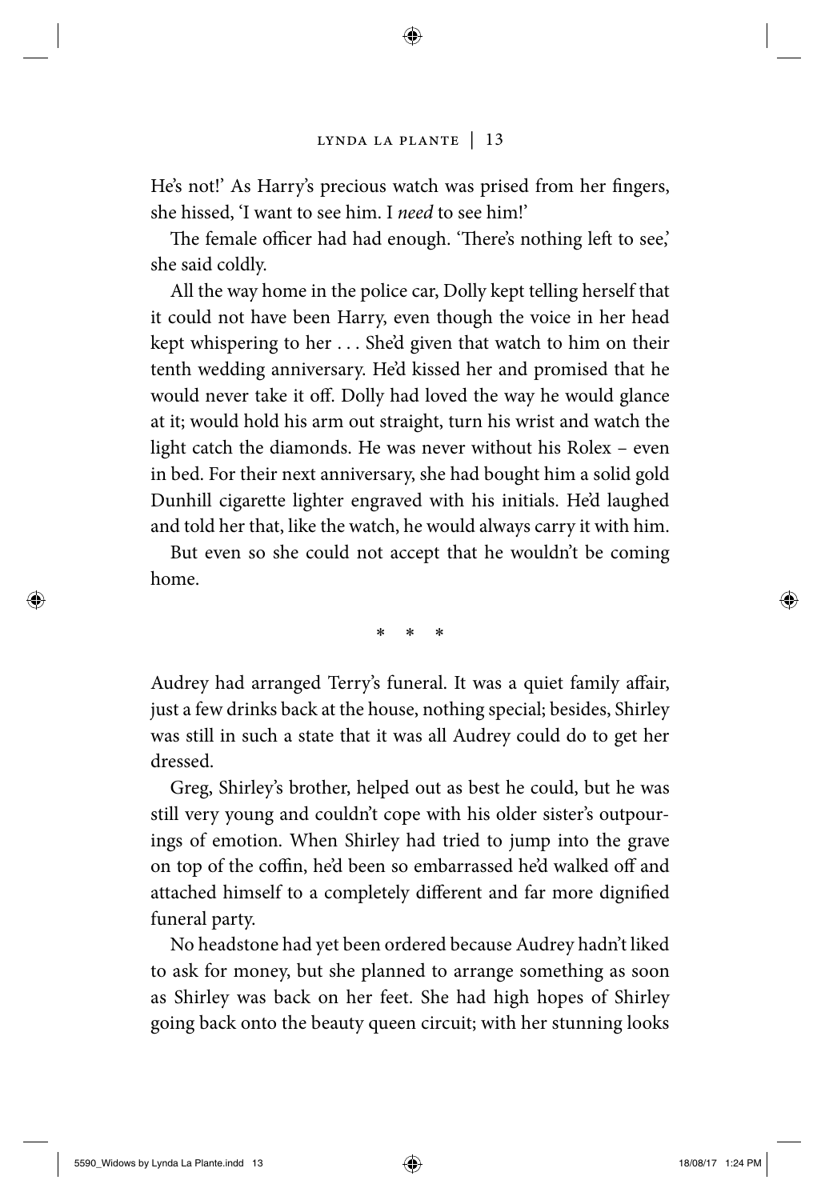He's not!' As Harry's precious watch was prised from her fingers, she hissed, 'I want to see him. I *need* to see him!'

The female officer had had enough. 'There's nothing left to see,' she said coldly.

All the way home in the police car, Dolly kept telling herself that it could not have been Harry, even though the voice in her head kept whispering to her . . . She'd given that watch to him on their tenth wedding anniversary. He'd kissed her and promised that he would never take it off. Dolly had loved the way he would glance at it; would hold his arm out straight, turn his wrist and watch the light catch the diamonds. He was never without his Rolex – even in bed. For their next anniversary, she had bought him a solid gold Dunhill cigarette lighter engraved with his initials. He'd laughed and told her that, like the watch, he would always carry it with him.

But even so she could not accept that he wouldn't be coming home.

\* \* \*

Audrey had arranged Terry's funeral. It was a quiet family affair, just a few drinks back at the house, nothing special; besides, Shirley was still in such a state that it was all Audrey could do to get her dressed.

Greg, Shirley's brother, helped out as best he could, but he was still very young and couldn't cope with his older sister's outpourings of emotion. When Shirley had tried to jump into the grave on top of the coffin, he'd been so embarrassed he'd walked off and attached himself to a completely different and far more dignified funeral party.

No headstone had yet been ordered because Audrey hadn't liked to ask for money, but she planned to arrange something as soon as Shirley was back on her feet. She had high hopes of Shirley going back onto the beauty queen circuit; with her stunning looks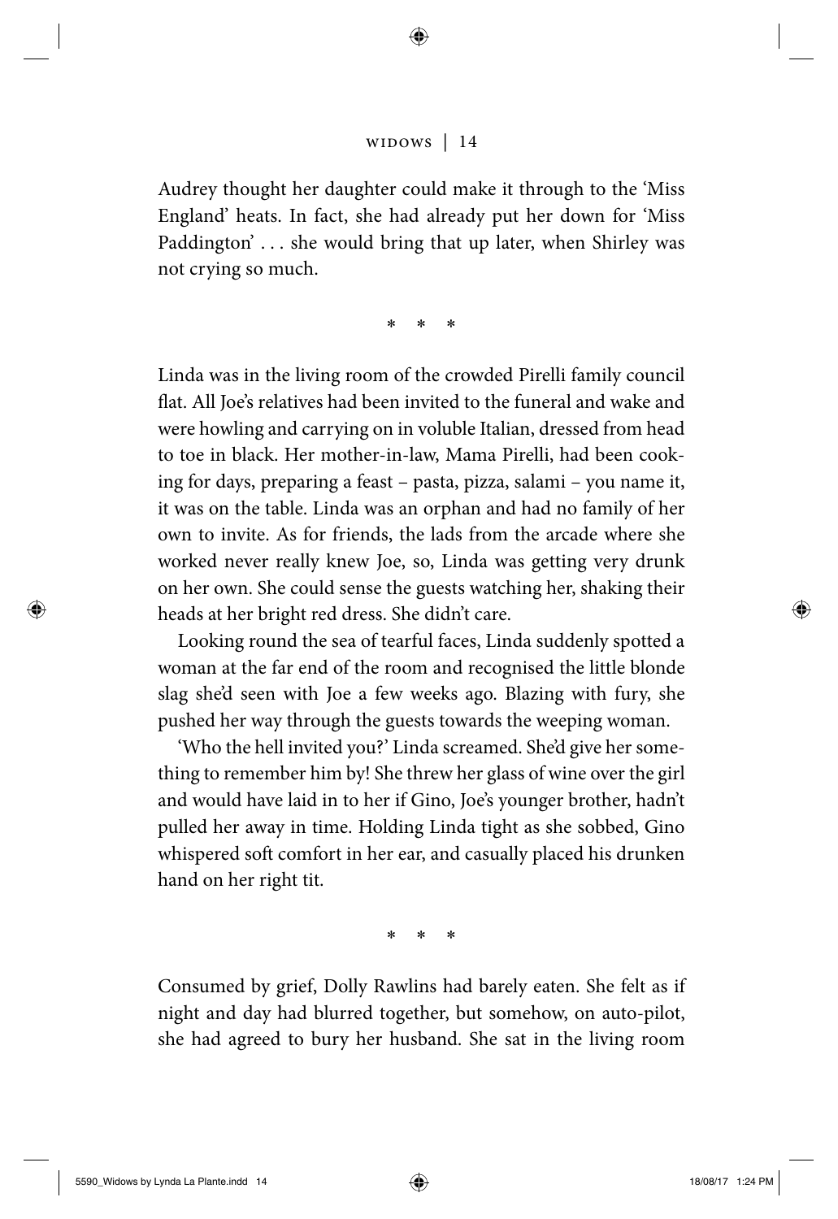Audrey thought her daughter could make it through to the 'Miss England' heats. In fact, she had already put her down for 'Miss Paddington' . . . she would bring that up later, when Shirley was not crying so much.

\* \* \*

Linda was in the living room of the crowded Pirelli family council flat. All Joe's relatives had been invited to the funeral and wake and were howling and carrying on in voluble Italian, dressed from head to toe in black. Her mother-in-law, Mama Pirelli, had been cooking for days, preparing a feast – pasta, pizza, salami – you name it, it was on the table. Linda was an orphan and had no family of her own to invite. As for friends, the lads from the arcade where she worked never really knew Joe, so, Linda was getting very drunk on her own. She could sense the guests watching her, shaking their heads at her bright red dress. She didn't care.

Looking round the sea of tearful faces, Linda suddenly spotted a woman at the far end of the room and recognised the little blonde slag she'd seen with Joe a few weeks ago. Blazing with fury, she pushed her way through the guests towards the weeping woman.

'Who the hell invited you?' Linda screamed. She'd give her something to remember him by! She threw her glass of wine over the girl and would have laid in to her if Gino, Joe's younger brother, hadn't pulled her away in time. Holding Linda tight as she sobbed, Gino whispered soft comfort in her ear, and casually placed his drunken hand on her right tit.

\* \* \*

Consumed by grief, Dolly Rawlins had barely eaten. She felt as if night and day had blurred together, but somehow, on auto-pilot, she had agreed to bury her husband. She sat in the living room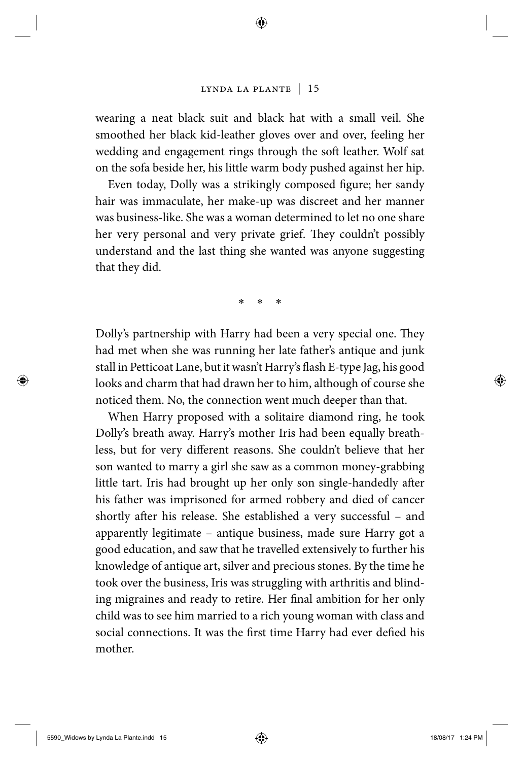wearing a neat black suit and black hat with a small veil. She smoothed her black kid-leather gloves over and over, feeling her wedding and engagement rings through the soft leather. Wolf sat on the sofa beside her, his little warm body pushed against her hip.

Even today, Dolly was a strikingly composed figure; her sandy hair was immaculate, her make-up was discreet and her manner was business-like. She was a woman determined to let no one share her very personal and very private grief. They couldn't possibly understand and the last thing she wanted was anyone suggesting that they did.

\* \* \*

Dolly's partnership with Harry had been a very special one. They had met when she was running her late father's antique and junk stall in Petticoat Lane, but it wasn't Harry's flash E-type Jag, his good looks and charm that had drawn her to him, although of course she noticed them. No, the connection went much deeper than that.

When Harry proposed with a solitaire diamond ring, he took Dolly's breath away. Harry's mother Iris had been equally breathless, but for very different reasons. She couldn't believe that her son wanted to marry a girl she saw as a common money-grabbing little tart. Iris had brought up her only son single-handedly after his father was imprisoned for armed robbery and died of cancer shortly after his release. She established a very successful – and apparently legitimate – antique business, made sure Harry got a good education, and saw that he travelled extensively to further his knowledge of antique art, silver and precious stones. By the time he took over the business, Iris was struggling with arthritis and blinding migraines and ready to retire. Her final ambition for her only child was to see him married to a rich young woman with class and social connections. It was the first time Harry had ever defied his mother.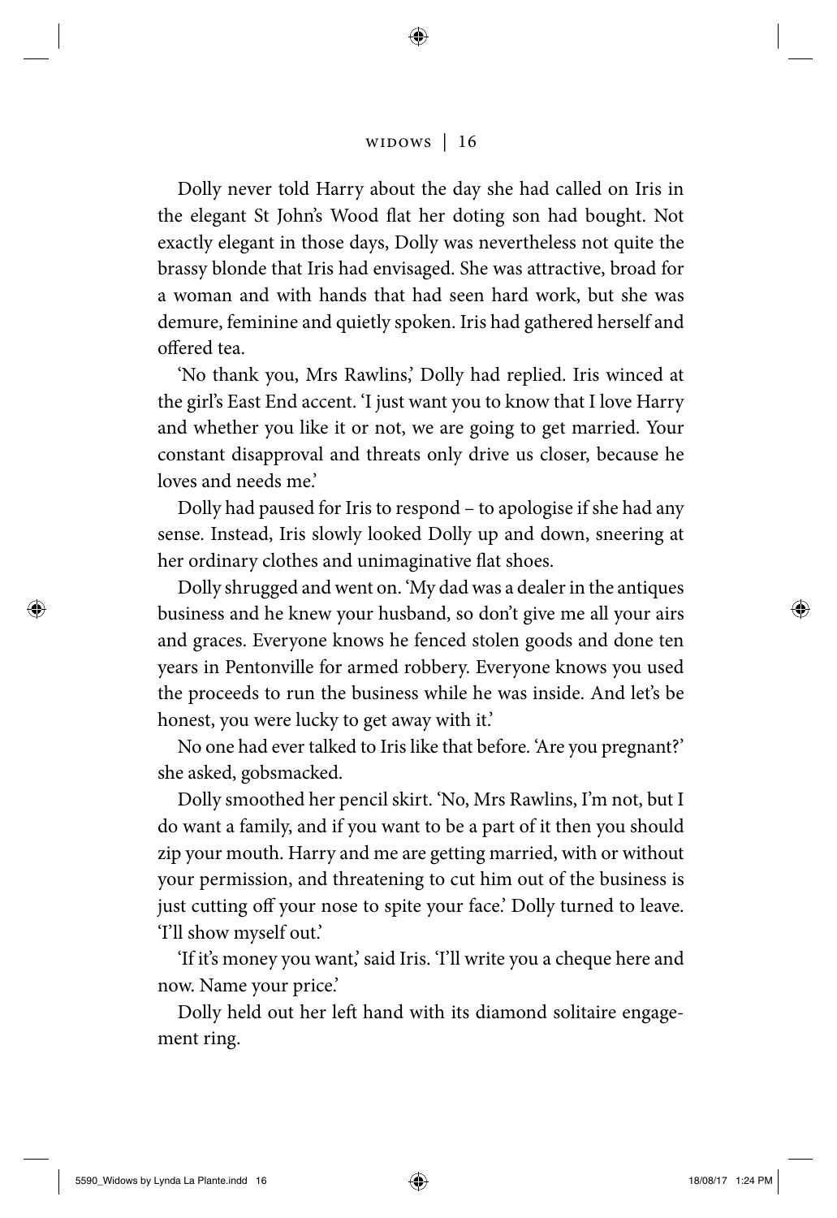Dolly never told Harry about the day she had called on Iris in the elegant St John's Wood flat her doting son had bought. Not exactly elegant in those days, Dolly was nevertheless not quite the brassy blonde that Iris had envisaged. She was attractive, broad for a woman and with hands that had seen hard work, but she was demure, feminine and quietly spoken. Iris had gathered herself and offered tea.

'No thank you, Mrs Rawlins,' Dolly had replied. Iris winced at the girl's East End accent. 'I just want you to know that I love Harry and whether you like it or not, we are going to get married. Your constant disapproval and threats only drive us closer, because he loves and needs me.'

Dolly had paused for Iris to respond – to apologise if she had any sense. Instead, Iris slowly looked Dolly up and down, sneering at her ordinary clothes and unimaginative flat shoes.

Dolly shrugged and went on. 'My dad was a dealer in the antiques business and he knew your husband, so don't give me all your airs and graces. Everyone knows he fenced stolen goods and done ten years in Pentonville for armed robbery. Everyone knows you used the proceeds to run the business while he was inside. And let's be honest, you were lucky to get away with it.'

No one had ever talked to Iris like that before. 'Are you pregnant?' she asked, gobsmacked.

Dolly smoothed her pencil skirt. 'No, Mrs Rawlins, I'm not, but I do want a family, and if you want to be a part of it then you should zip your mouth. Harry and me are getting married, with or without your permission, and threatening to cut him out of the business is just cutting off your nose to spite your face.' Dolly turned to leave. 'I'll show myself out.'

'If it's money you want,' said Iris. 'I'll write you a cheque here and now. Name your price.'

Dolly held out her left hand with its diamond solitaire engagement ring.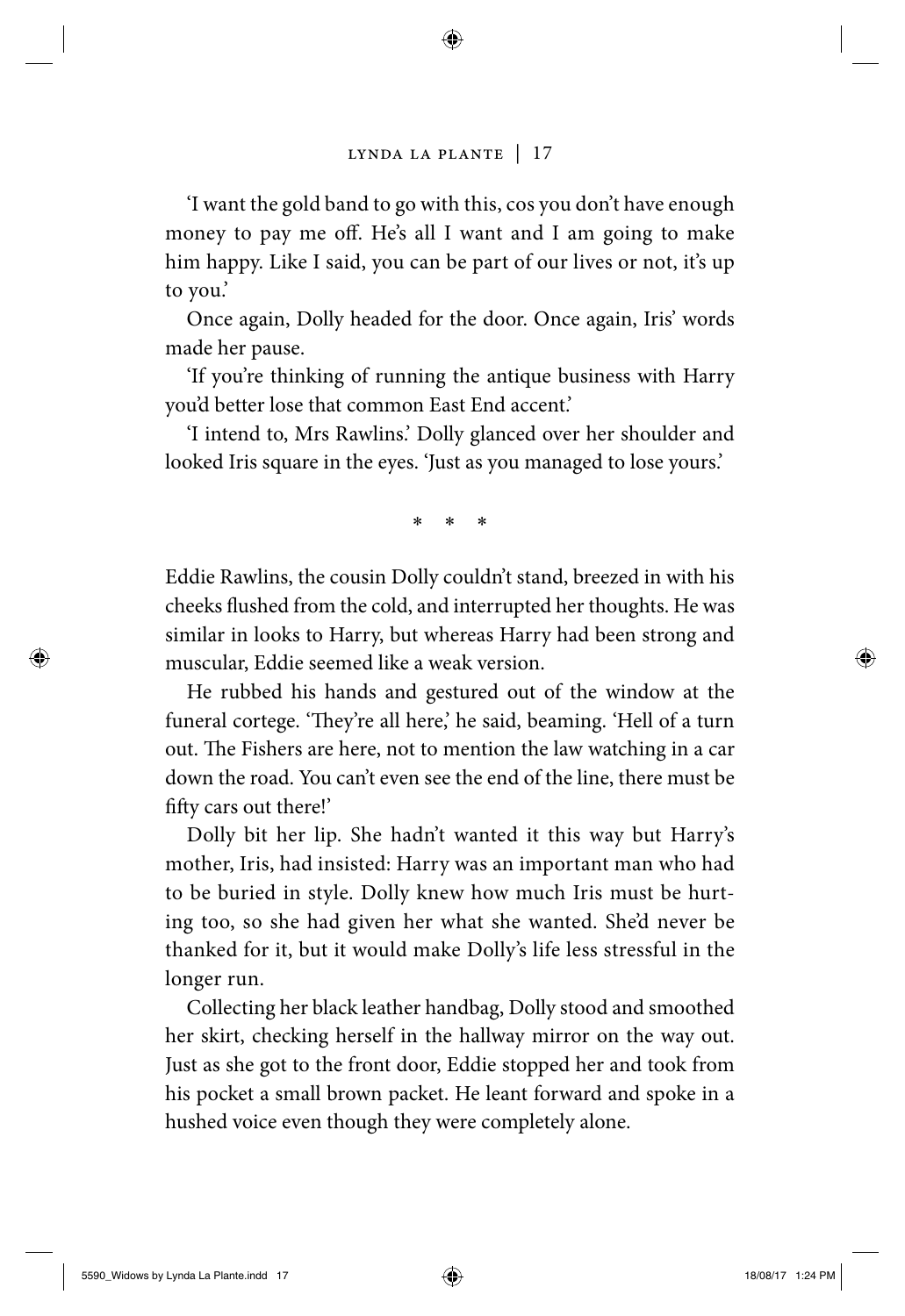'I want the gold band to go with this, cos you don't have enough money to pay me off. He's all I want and I am going to make him happy. Like I said, you can be part of our lives or not, it's up to you.'

Once again, Dolly headed for the door. Once again, Iris' words made her pause.

'If you're thinking of running the antique business with Harry you'd better lose that common East End accent.'

'I intend to, Mrs Rawlins.' Dolly glanced over her shoulder and looked Iris square in the eyes. 'Just as you managed to lose yours.'

\* \* \*

Eddie Rawlins, the cousin Dolly couldn't stand, breezed in with his cheeks flushed from the cold, and interrupted her thoughts. He was similar in looks to Harry, but whereas Harry had been strong and muscular, Eddie seemed like a weak version.

He rubbed his hands and gestured out of the window at the funeral cortege. 'They're all here,' he said, beaming. 'Hell of a turn out. The Fishers are here, not to mention the law watching in a car down the road. You can't even see the end of the line, there must be fifty cars out there!'

Dolly bit her lip. She hadn't wanted it this way but Harry's mother, Iris, had insisted: Harry was an important man who had to be buried in style. Dolly knew how much Iris must be hurting too, so she had given her what she wanted. She'd never be thanked for it, but it would make Dolly's life less stressful in the longer run.

Collecting her black leather handbag, Dolly stood and smoothed her skirt, checking herself in the hallway mirror on the way out. Just as she got to the front door, Eddie stopped her and took from his pocket a small brown packet. He leant forward and spoke in a hushed voice even though they were completely alone.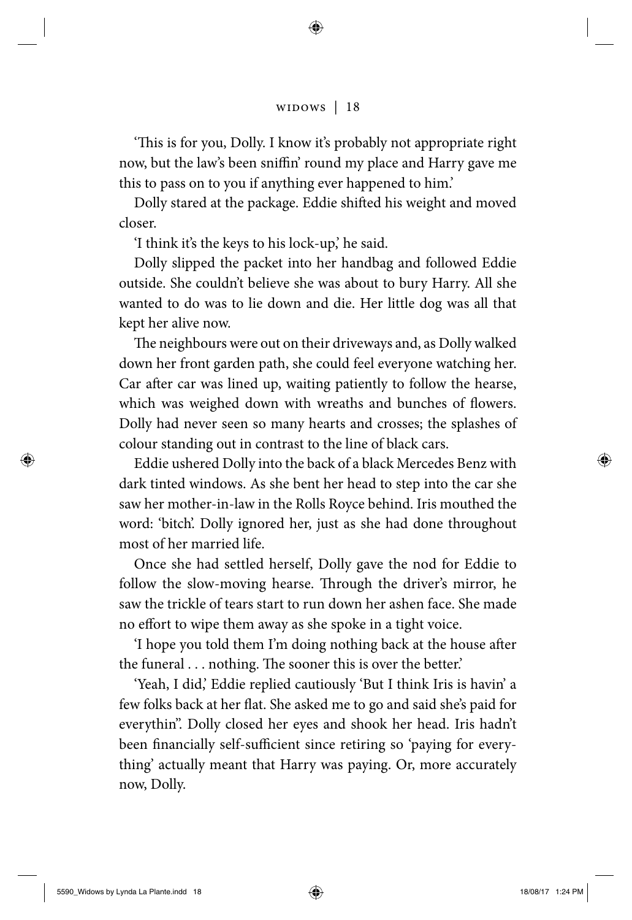'This is for you, Dolly. I know it's probably not appropriate right now, but the law's been sniffin' round my place and Harry gave me this to pass on to you if anything ever happened to him.'

Dolly stared at the package. Eddie shifted his weight and moved closer.

'I think it's the keys to his lock-up,' he said.

Dolly slipped the packet into her handbag and followed Eddie outside. She couldn't believe she was about to bury Harry. All she wanted to do was to lie down and die. Her little dog was all that kept her alive now.

The neighbours were out on their driveways and, as Dolly walked down her front garden path, she could feel everyone watching her. Car after car was lined up, waiting patiently to follow the hearse, which was weighed down with wreaths and bunches of flowers. Dolly had never seen so many hearts and crosses; the splashes of colour standing out in contrast to the line of black cars.

Eddie ushered Dolly into the back of a black Mercedes Benz with dark tinted windows. As she bent her head to step into the car she saw her mother-in-law in the Rolls Royce behind. Iris mouthed the word: 'bitch'. Dolly ignored her, just as she had done throughout most of her married life.

Once she had settled herself, Dolly gave the nod for Eddie to follow the slow-moving hearse. Through the driver's mirror, he saw the trickle of tears start to run down her ashen face. She made no effort to wipe them away as she spoke in a tight voice.

'I hope you told them I'm doing nothing back at the house after the funeral . . . nothing. The sooner this is over the better.'

'Yeah, I did,' Eddie replied cautiously 'But I think Iris is havin' a few folks back at her flat. She asked me to go and said she's paid for everythin''. Dolly closed her eyes and shook her head. Iris hadn't been financially self-sufficient since retiring so 'paying for everything' actually meant that Harry was paying. Or, more accurately now, Dolly.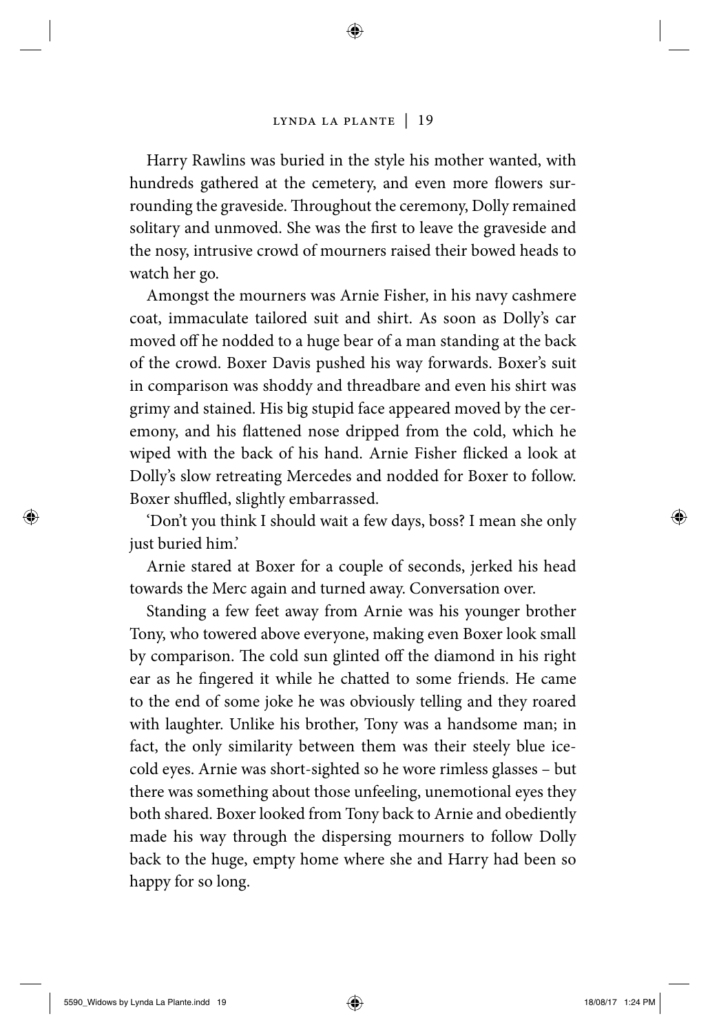Harry Rawlins was buried in the style his mother wanted, with hundreds gathered at the cemetery, and even more flowers surrounding the graveside. Throughout the ceremony, Dolly remained solitary and unmoved. She was the first to leave the graveside and the nosy, intrusive crowd of mourners raised their bowed heads to watch her go.

Amongst the mourners was Arnie Fisher, in his navy cashmere coat, immaculate tailored suit and shirt. As soon as Dolly's car moved off he nodded to a huge bear of a man standing at the back of the crowd. Boxer Davis pushed his way forwards. Boxer's suit in comparison was shoddy and threadbare and even his shirt was grimy and stained. His big stupid face appeared moved by the ceremony, and his flattened nose dripped from the cold, which he wiped with the back of his hand. Arnie Fisher flicked a look at Dolly's slow retreating Mercedes and nodded for Boxer to follow. Boxer shuffled, slightly embarrassed.

'Don't you think I should wait a few days, boss? I mean she only just buried him.'

Arnie stared at Boxer for a couple of seconds, jerked his head towards the Merc again and turned away. Conversation over.

Standing a few feet away from Arnie was his younger brother Tony, who towered above everyone, making even Boxer look small by comparison. The cold sun glinted off the diamond in his right ear as he fingered it while he chatted to some friends. He came to the end of some joke he was obviously telling and they roared with laughter. Unlike his brother, Tony was a handsome man; in fact, the only similarity between them was their steely blue ice-cold eyes. Arnie was short-sighted so he wore rimless glasses – but there was something about those unfeeling, unemotional eyes they both shared. Boxer looked from Tony back to Arnie and obediently made his way through the dispersing mourners to follow Dolly back to the huge, empty home where she and Harry had been so happy for so long.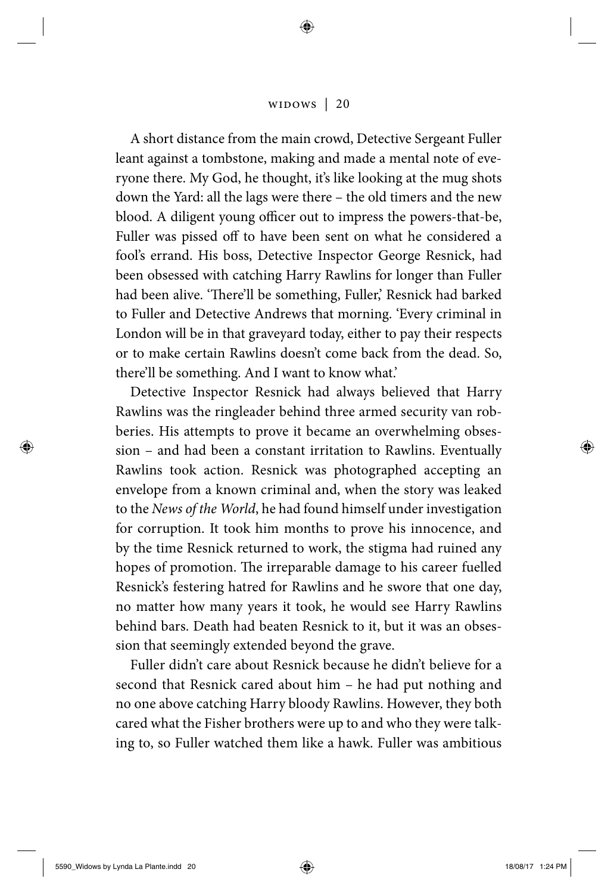A short distance from the main crowd, Detective Sergeant Fuller leant against a tombstone, making and made a mental note of everyone there. My God, he thought, it's like looking at the mug shots down the Yard: all the lags were there – the old timers and the new blood. A diligent young officer out to impress the powers-that-be, Fuller was pissed off to have been sent on what he considered a fool's errand. His boss, Detective Inspector George Resnick, had been obsessed with catching Harry Rawlins for longer than Fuller had been alive. 'There'll be something, Fuller,' Resnick had barked to Fuller and Detective Andrews that morning. 'Every criminal in London will be in that graveyard today, either to pay their respects or to make certain Rawlins doesn't come back from the dead. So, there'll be something. And I want to know what.'

Detective Inspector Resnick had always believed that Harry Rawlins was the ringleader behind three armed security van robberies. His attempts to prove it became an overwhelming obsession – and had been a constant irritation to Rawlins. Eventually Rawlins took action. Resnick was photographed accepting an envelope from a known criminal and, when the story was leaked to the *News of the World*, he had found himself under investigation for corruption. It took him months to prove his innocence, and by the time Resnick returned to work, the stigma had ruined any hopes of promotion. The irreparable damage to his career fuelled Resnick's festering hatred for Rawlins and he swore that one day, no matter how many years it took, he would see Harry Rawlins behind bars. Death had beaten Resnick to it, but it was an obsession that seemingly extended beyond the grave.

Fuller didn't care about Resnick because he didn't believe for a second that Resnick cared about him – he had put nothing and no one above catching Harry bloody Rawlins. However, they both cared what the Fisher brothers were up to and who they were talking to, so Fuller watched them like a hawk. Fuller was ambitious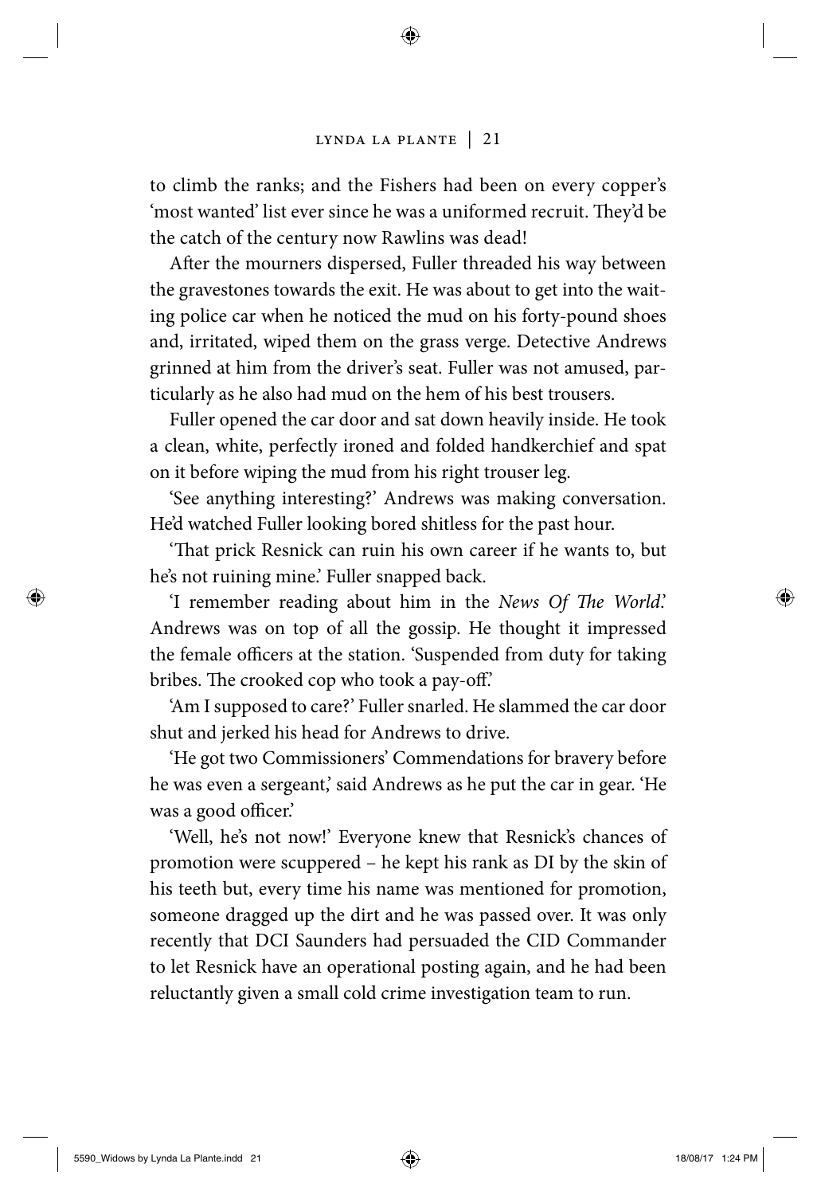to climb the ranks; and the Fishers had been on every copper's 'most wanted' list ever since he was a uniformed recruit. They'd be the catch of the century now Rawlins was dead!

After the mourners dispersed, Fuller threaded his way between the gravestones towards the exit. He was about to get into the waiting police car when he noticed the mud on his forty-pound shoes and, irritated, wiped them on the grass verge. Detective Andrews grinned at him from the driver's seat. Fuller was not amused, particularly as he also had mud on the hem of his best trousers.

Fuller opened the car door and sat down heavily inside. He took a clean, white, perfectly ironed and folded handkerchief and spat on it before wiping the mud from his right trouser leg.

'See anything interesting?' Andrews was making conversation. He'd watched Fuller looking bored shitless for the past hour.

'That prick Resnick can ruin his own career if he wants to, but he's not ruining mine.' Fuller snapped back.

'I remember reading about him in the *News Of The World*.' Andrews was on top of all the gossip. He thought it impressed the female officers at the station. 'Suspended from duty for taking bribes. The crooked cop who took a pay-off.'

'Am I supposed to care?' Fuller snarled. He slammed the car door shut and jerked his head for Andrews to drive.

'He got two Commissioners' Commendations for bravery before he was even a sergeant,' said Andrews as he put the car in gear. 'He was a good officer.'

'Well, he's not now!' Everyone knew that Resnick's chances of promotion were scuppered – he kept his rank as DI by the skin of his teeth but, every time his name was mentioned for promotion, someone dragged up the dirt and he was passed over. It was only recently that DCI Saunders had persuaded the CID Commander to let Resnick have an operational posting again, and he had been reluctantly given a small cold crime investigation team to run.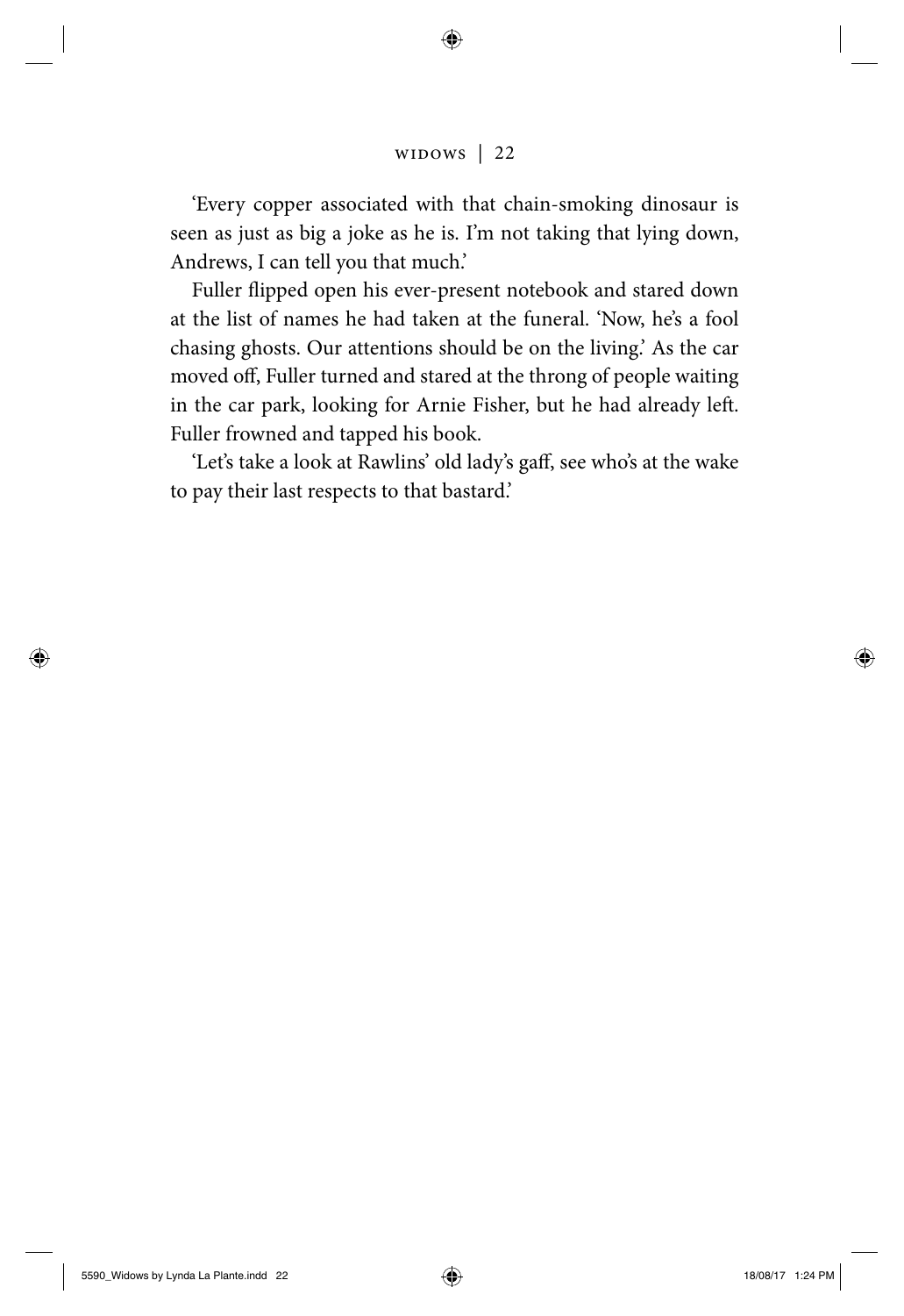'Every copper associated with that chain-smoking dinosaur is seen as just as big a joke as he is. I'm not taking that lying down, Andrews, I can tell you that much.'

Fuller flipped open his ever-present notebook and stared down at the list of names he had taken at the funeral. 'Now, he's a fool chasing ghosts. Our attentions should be on the living.' As the car moved off, Fuller turned and stared at the throng of people waiting in the car park, looking for Arnie Fisher, but he had already left. Fuller frowned and tapped his book.

'Let's take a look at Rawlins' old lady's gaff, see who's at the wake to pay their last respects to that bastard.'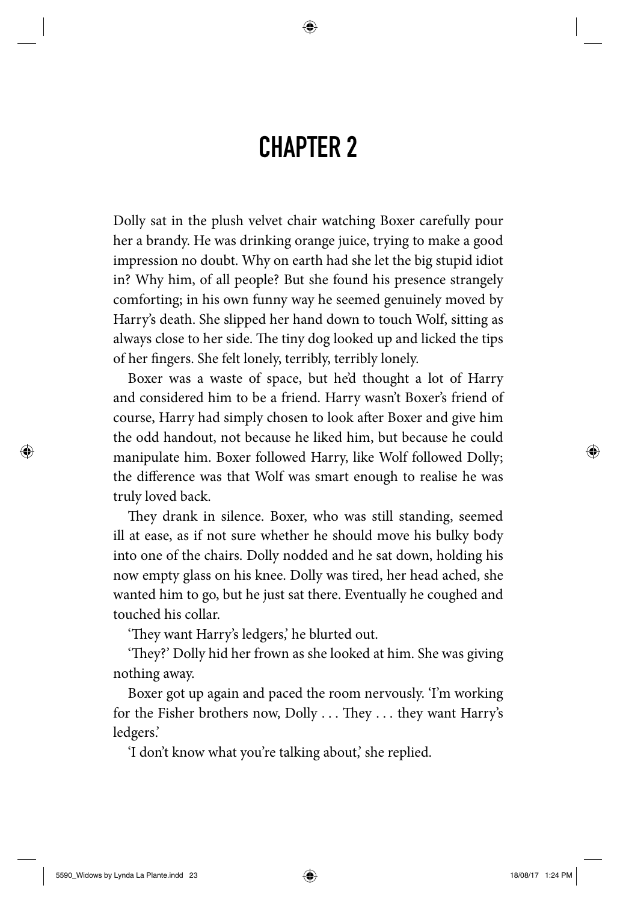# CHAPTER 2

Dolly sat in the plush velvet chair watching Boxer carefully pour her a brandy. He was drinking orange juice, trying to make a good impression no doubt. Why on earth had she let the big stupid idiot in? Why him, of all people? But she found his presence strangely comforting; in his own funny way he seemed genuinely moved by Harry's death. She slipped her hand down to touch Wolf, sitting as always close to her side. The tiny dog looked up and licked the tips of her fingers. She felt lonely, terribly, terribly lonely.

Boxer was a waste of space, but he'd thought a lot of Harry and considered him to be a friend. Harry wasn't Boxer's friend of course, Harry had simply chosen to look after Boxer and give him the odd handout, not because he liked him, but because he could manipulate him. Boxer followed Harry, like Wolf followed Dolly; the difference was that Wolf was smart enough to realise he was truly loved back.

They drank in silence. Boxer, who was still standing, seemed ill at ease, as if not sure whether he should move his bulky body into one of the chairs. Dolly nodded and he sat down, holding his now empty glass on his knee. Dolly was tired, her head ached, she wanted him to go, but he just sat there. Eventually he coughed and touched his collar.

'They want Harry's ledgers,' he blurted out.

'They?' Dolly hid her frown as she looked at him. She was giving nothing away.

Boxer got up again and paced the room nervously. 'I'm working for the Fisher brothers now, Dolly . . . They . . . they want Harry's ledgers.'

'I don't know what you're talking about,' she replied.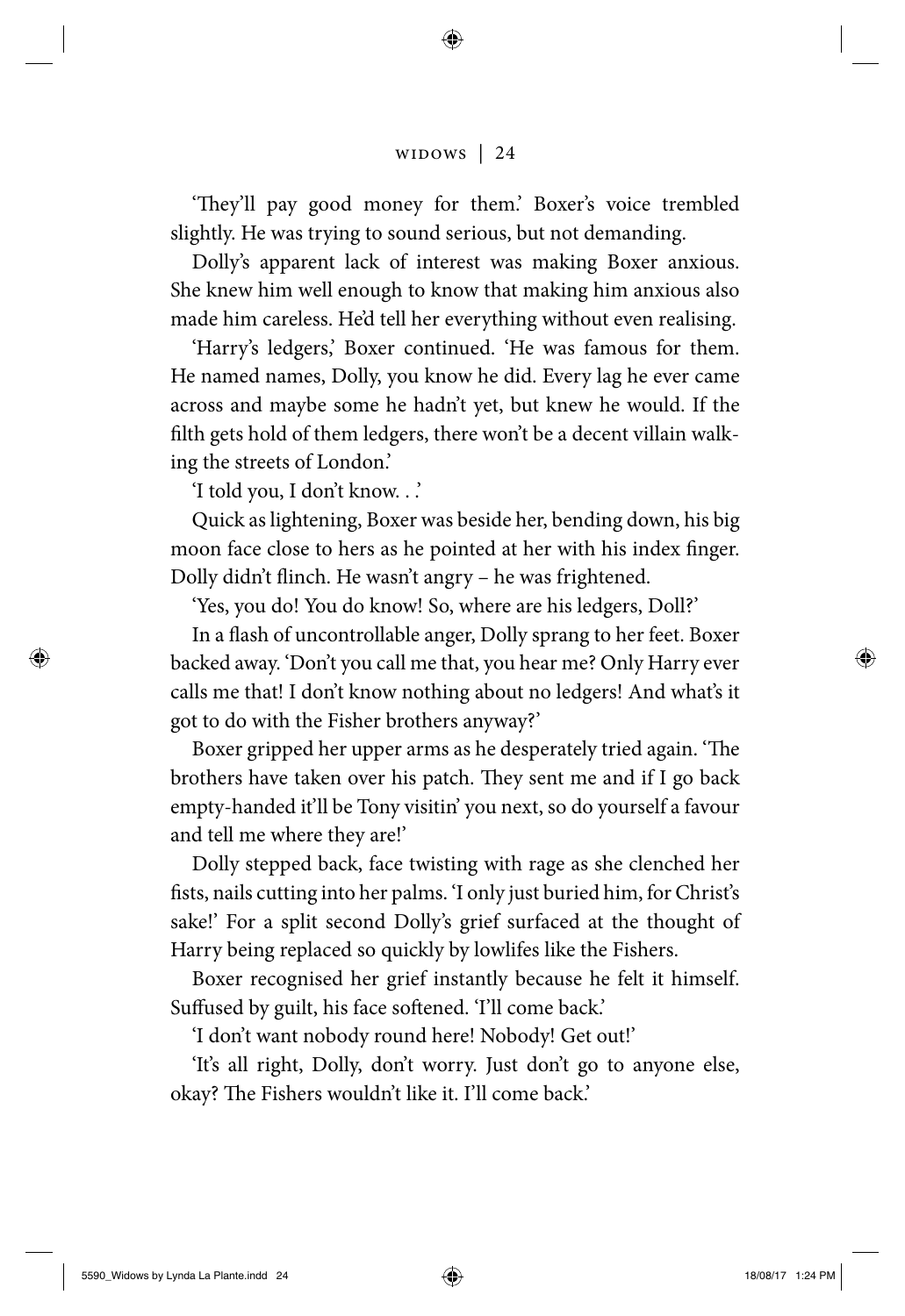'They'll pay good money for them.' Boxer's voice trembled slightly. He was trying to sound serious, but not demanding.

Dolly's apparent lack of interest was making Boxer anxious. She knew him well enough to know that making him anxious also made him careless. He'd tell her everything without even realising.

'Harry's ledgers,' Boxer continued. 'He was famous for them. He named names, Dolly, you know he did. Every lag he ever came across and maybe some he hadn't yet, but knew he would. If the filth gets hold of them ledgers, there won't be a decent villain walking the streets of London.'

'I told you, I don't know. . .'

Quick as lightening, Boxer was beside her, bending down, his big moon face close to hers as he pointed at her with his index finger. Dolly didn't flinch. He wasn't angry – he was frightened.

'Yes, you do! You do know! So, where are his ledgers, Doll?'

In a flash of uncontrollable anger, Dolly sprang to her feet. Boxer backed away. 'Don't you call me that, you hear me? Only Harry ever calls me that! I don't know nothing about no ledgers! And what's it got to do with the Fisher brothers anyway?'

Boxer gripped her upper arms as he desperately tried again. 'The brothers have taken over his patch. They sent me and if I go back empty-handed it'll be Tony visitin' you next, so do yourself a favour and tell me where they are!'

Dolly stepped back, face twisting with rage as she clenched her fists, nails cutting into her palms. 'I only just buried him, for Christ's sake!' For a split second Dolly's grief surfaced at the thought of Harry being replaced so quickly by lowlifes like the Fishers.

Boxer recognised her grief instantly because he felt it himself. Suffused by guilt, his face softened. 'I'll come back.'

'I don't want nobody round here! Nobody! Get out!'

'It's all right, Dolly, don't worry. Just don't go to anyone else, okay? The Fishers wouldn't like it. I'll come back.'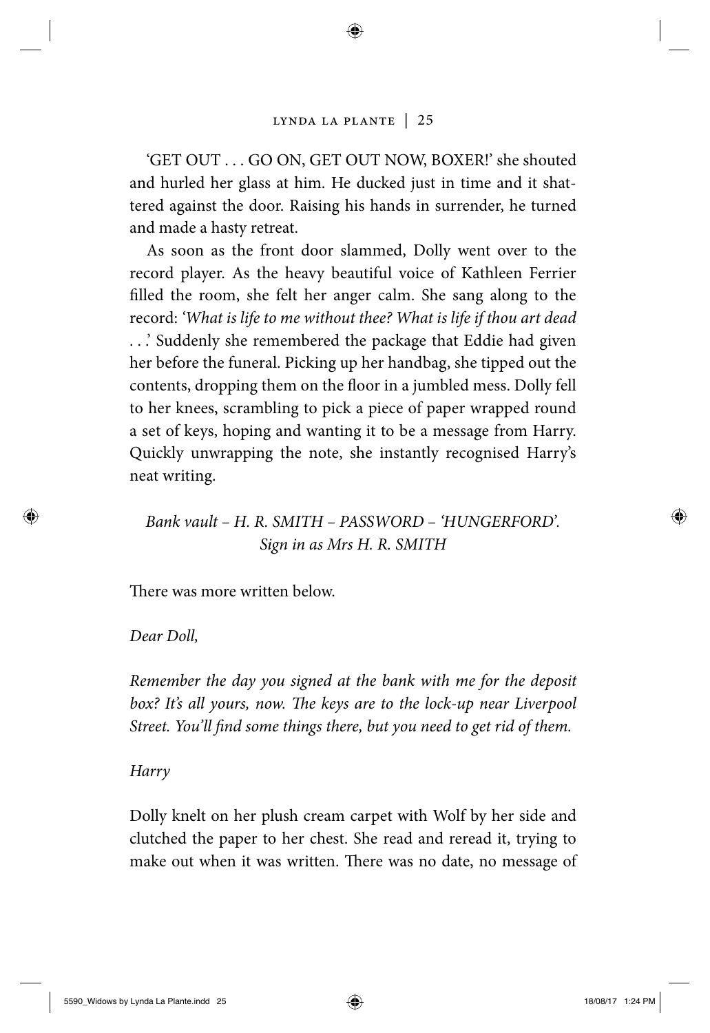'GET OUT . . . GO ON, GET OUT NOW, BOXER!' she shouted and hurled her glass at him. He ducked just in time and it shattered against the door. Raising his hands in surrender, he turned and made a hasty retreat.

As soon as the front door slammed, Dolly went over to the record player. As the heavy beautiful voice of Kathleen Ferrier filled the room, she felt her anger calm. She sang along to the record: '*What is life to me without thee? What is life if thou art dead . . .*' Suddenly she remembered the package that Eddie had given her before the funeral. Picking up her handbag, she tipped out the contents, dropping them on the floor in a jumbled mess. Dolly fell to her knees, scrambling to pick a piece of paper wrapped round a set of keys, hoping and wanting it to be a message from Harry. Quickly unwrapping the note, she instantly recognised Harry's neat writing.

*Bank vault – H. R. SMITH – PASSWORD – 'HUNGERFORD'.*
*Sign in as Mrs H. R. SMITH*

There was more written below.

*Dear Doll,*

*Remember the day you signed at the bank with me for the deposit box? It's all yours, now. The keys are to the lock-up near Liverpool Street. You'll find some things there, but you need to get rid of them.*

*Harry*

Dolly knelt on her plush cream carpet with Wolf by her side and clutched the paper to her chest. She read and reread it, trying to make out when it was written. There was no date, no message of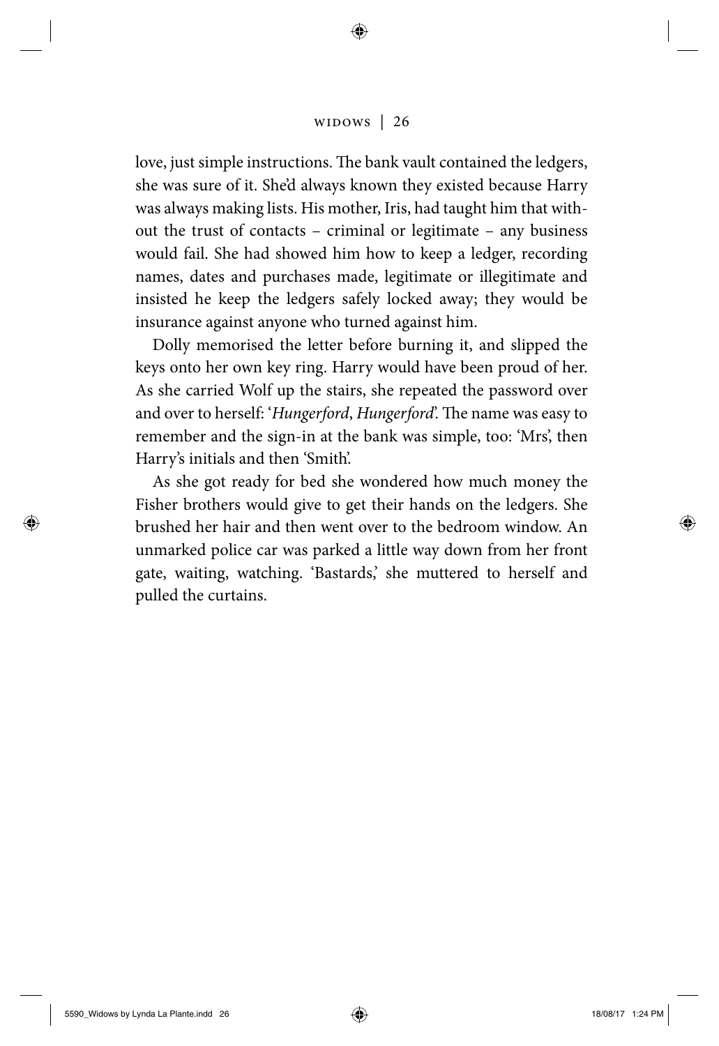love, just simple instructions. The bank vault contained the ledgers, she was sure of it. She'd always known they existed because Harry was always making lists. His mother, Iris, had taught him that without the trust of contacts – criminal or legitimate – any business would fail. She had showed him how to keep a ledger, recording names, dates and purchases made, legitimate or illegitimate and insisted he keep the ledgers safely locked away; they would be insurance against anyone who turned against him.

Dolly memorised the letter before burning it, and slipped the keys onto her own key ring. Harry would have been proud of her. As she carried Wolf up the stairs, she repeated the password over and over to herself: '*Hungerford*, *Hungerford*'. The name was easy to remember and the sign-in at the bank was simple, too: 'Mrs', then Harry's initials and then 'Smith'.

As she got ready for bed she wondered how much money the Fisher brothers would give to get their hands on the ledgers. She brushed her hair and then went over to the bedroom window. An unmarked police car was parked a little way down from her front gate, waiting, watching. 'Bastards,' she muttered to herself and pulled the curtains.